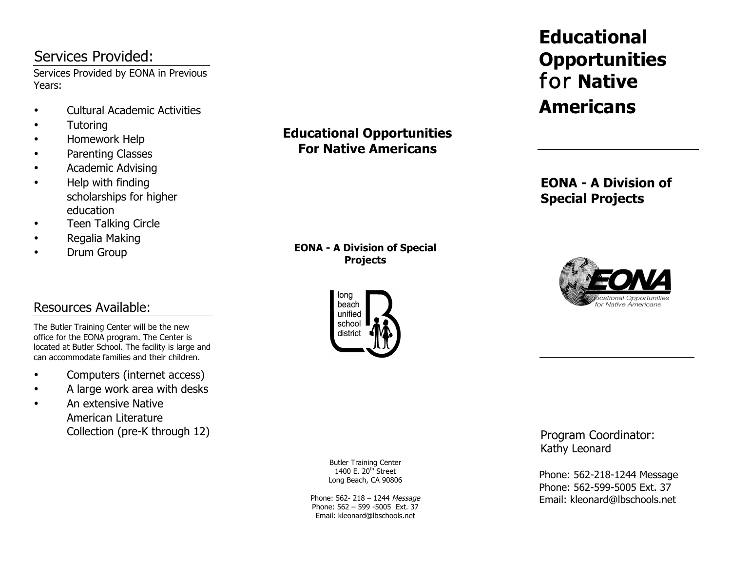## Services Provided:

Services Provided by EONA in Previous Years:

- Cultural Academic Activities
- Tutoring
- Homework Help
- Parenting Classes
- Academic Advising
- Help with finding scholarships for higher education
- Teen Talking Circle
- Regalia Making
- Drum Group

## Resources Available:

The Butler Training Center will be the new office for the EONA program. The Center is located at Butler School. The facility is large and can accommodate families and their children.

- Computers (internet access)
- A large work area with desks
- An extensive Native American Literature Collection (pre-K through 12)

**Educational Opportunities For Native Americans**

**EONA - A Division of Special Projects**

long beach unified school district

Butler Training Center
1400 E. 20th Street
Long Beach, CA 90806

Phone: 562- 218 – 1244 *Message*
Phone: 562 – 599 -5005 Ext. 37
Email: kleonard@lbschools.net

# Educational Opportunities for Native Americans

**EONA - A Division of Special Projects**

EONA
Educational Opportunities for Native Americans

Program Coordinator:
Kathy Leonard

Phone: 562-218-1244 Message
Phone: 562-599-5005 Ext. 37
Email: kleonard@lbschools.net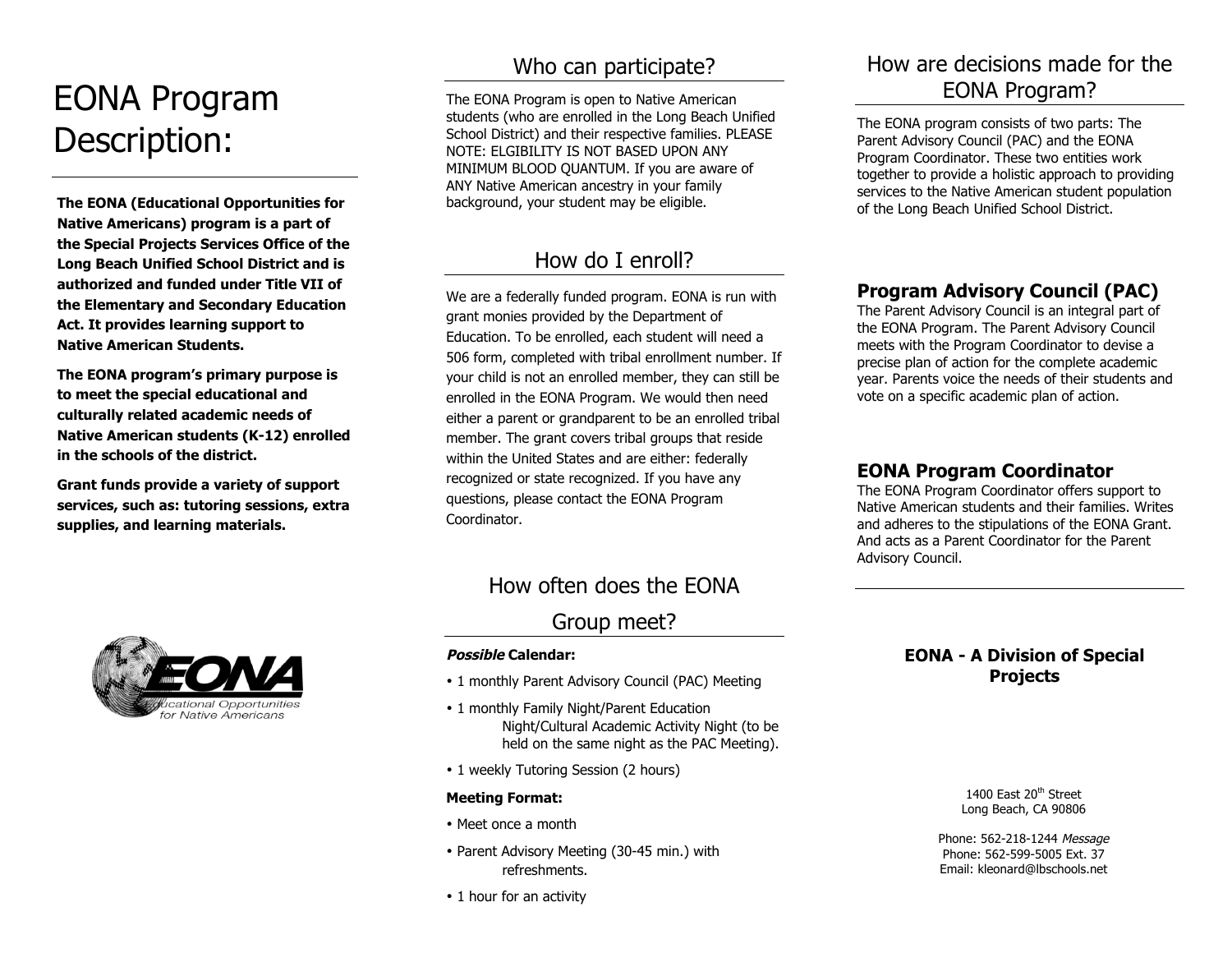# EONA Program Description:

**The EONA (Educational Opportunities for Native Americans) program is a part of the Special Projects Services Office of the Long Beach Unified School District and is authorized and funded under Title VII of the Elementary and Secondary Education Act. It provides learning support to Native American Students.**

**The EONA program's primary purpose is to meet the special educational and culturally related academic needs of Native American students (K-12) enrolled in the schools of the district.**

**Grant funds provide a variety of support services, such as: tutoring sessions, extra supplies, and learning materials.**

EONA
Educational Opportunities for Native Americans

## Who can participate?

The EONA Program is open to Native American students (who are enrolled in the Long Beach Unified School District) and their respective families. PLEASE NOTE: ELGIBILITY IS NOT BASED UPON ANY MINIMUM BLOOD QUANTUM. If you are aware of ANY Native American ancestry in your family background, your student may be eligible.

## How do I enroll?

We are a federally funded program. EONA is run with grant monies provided by the Department of Education. To be enrolled, each student will need a 506 form, completed with tribal enrollment number. If your child is not an enrolled member, they can still be enrolled in the EONA Program. We would then need either a parent or grandparent to be an enrolled tribal member. The grant covers tribal groups that reside within the United States and are either: federally recognized or state recognized. If you have any questions, please contact the EONA Program Coordinator.

## How often does the EONA Group meet?

***Possible* Calendar:**

- 1 monthly Parent Advisory Council (PAC) Meeting
- 1 monthly Family Night/Parent Education Night/Cultural Academic Activity Night (to be held on the same night as the PAC Meeting).
- 1 weekly Tutoring Session (2 hours)

**Meeting Format:**

- Meet once a month
- Parent Advisory Meeting (30-45 min.) with refreshments.
- 1 hour for an activity

## How are decisions made for the EONA Program?

The EONA program consists of two parts: The Parent Advisory Council (PAC) and the EONA Program Coordinator. These two entities work together to provide a holistic approach to providing services to the Native American student population of the Long Beach Unified School District.

### Program Advisory Council (PAC)

The Parent Advisory Council is an integral part of the EONA Program. The Parent Advisory Council meets with the Program Coordinator to devise a precise plan of action for the complete academic year. Parents voice the needs of their students and vote on a specific academic plan of action.

### EONA Program Coordinator

The EONA Program Coordinator offers support to Native American students and their families. Writes and adheres to the stipulations of the EONA Grant. And acts as a Parent Coordinator for the Parent Advisory Council.

**EONA - A Division of Special Projects**

1400 East 20th Street
Long Beach, CA 90806

Phone: 562-218-1244 *Message*
Phone: 562-599-5005 Ext. 37
Email: kleonard@lbschools.net